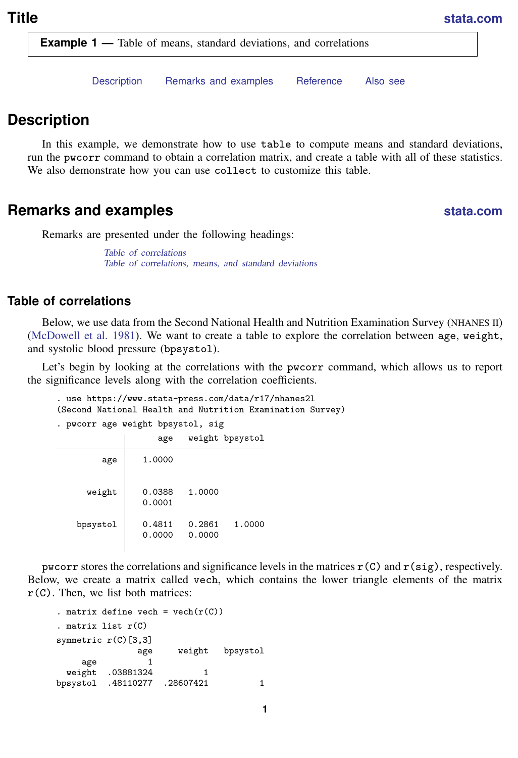# Title

**Example 1 —** Table of means, standard deviations, and correlations

Description    Remarks and examples    Reference    Also see

## Description

In this example, we demonstrate how to use `table` to compute means and standard deviations, run the `pwcorr` command to obtain a correlation matrix, and create a table with all of these statistics. We also demonstrate how you can use `collect` to customize this table.

## Remarks and examples

Remarks are presented under the following headings:

*Table of correlations*
*Table of correlations, means, and standard deviations*

### Table of correlations

Below, we use data from the Second National Health and Nutrition Examination Survey (NHANES II) (McDowell et al. 1981). We want to create a table to explore the correlation between `age`, `weight`, and systolic blood pressure (`bpsystol`).

Let's begin by looking at the correlations with the `pwcorr` command, which allows us to report the significance levels along with the correlation coefficients.

```
. use https://www.stata-press.com/data/r17/nhanes2l
(Second National Health and Nutrition Examination Survey)
. pwcorr age weight bpsystol, sig

             |      age   weight bpsystol
-------------+---------------------------
         age |   1.0000 
             |
             |
      weight |   0.0388   1.0000 
             |   0.0001
             |
    bpsystol |   0.4811   0.2861   1.0000 
             |   0.0000   0.0000
             |
```

`pwcorr` stores the correlations and significance levels in the matrices `r(C)` and `r(sig)`, respectively. Below, we create a matrix called `vech`, which contains the lower triangle elements of the matrix `r(C)`. Then, we list both matrices:

```
. matrix define vech = vech(r(C))
. matrix list r(C)
symmetric r(C)[3,3]
                age      weight    bpsystol
     age          1
  weight  .03881324           1
bpsystol  .48110277   .28607421           1
```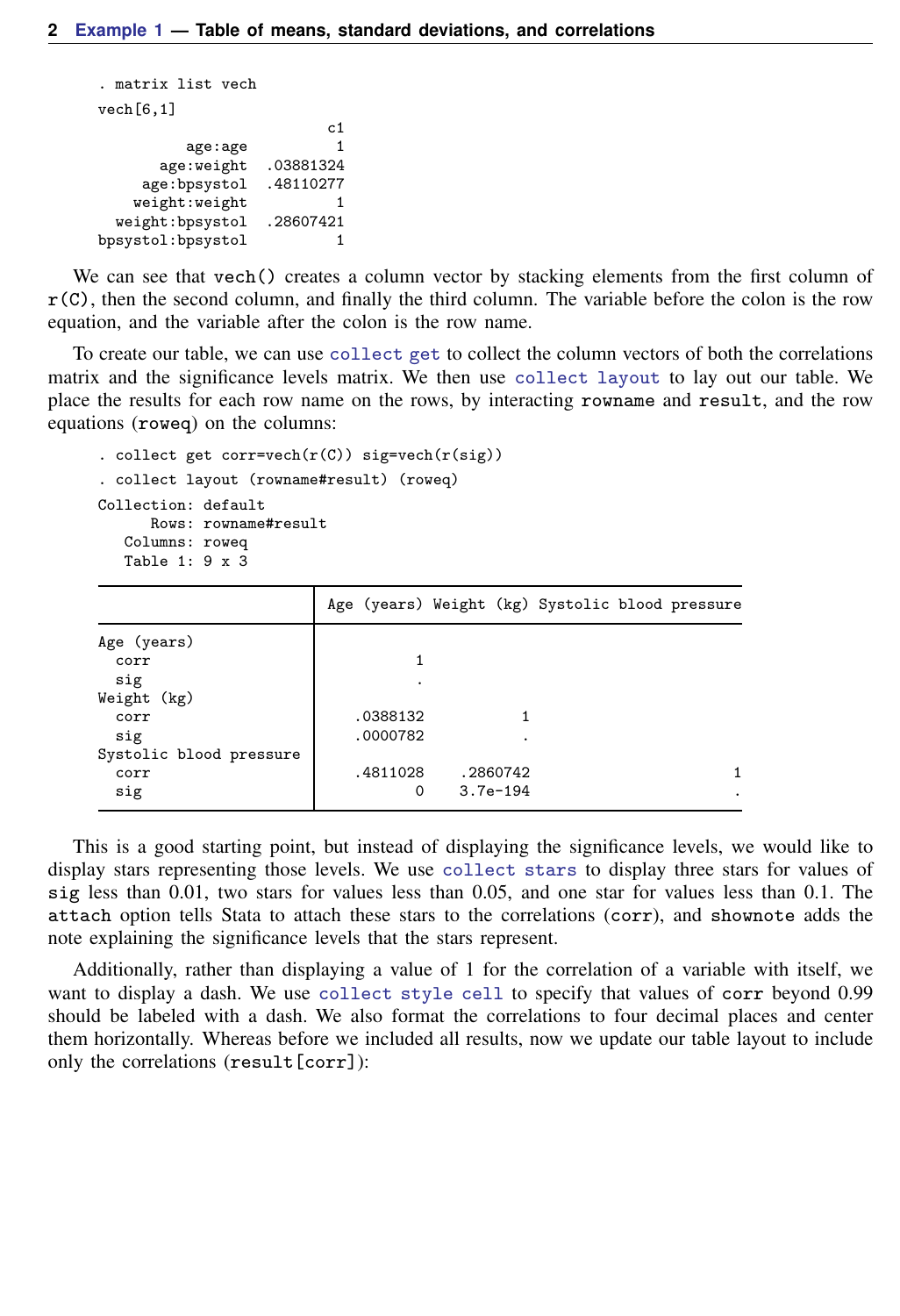```
. matrix list vech
vech[6,1]
                          c1
          age:age          1
       age:weight  .03881324
     age:bpsystol  .48110277
    weight:weight          1
  weight:bpsystol  .28607421
bpsystol:bpsystol          1
```

We can see that `vech()` creates a column vector by stacking elements from the first column of `r(C)`, then the second column, and finally the third column. The variable before the colon is the row equation, and the variable after the colon is the row name.

To create our table, we can use `collect get` to collect the column vectors of both the correlations matrix and the significance levels matrix. We then use `collect layout` to lay out our table. We place the results for each row name on the rows, by interacting `rowname` and `result`, and the row equations (`roweq`) on the columns:

```
. collect get corr=vech(r(C)) sig=vech(r(sig))
. collect layout (rowname#result) (roweq)
Collection: default
      Rows: rowname#result
   Columns: roweq
   Table 1: 9 x 3
```

| | Age (years) | Weight (kg) | Systolic blood pressure |
|---|---|---|---|
| Age (years) | | | |
| corr | 1 | | |
| sig | . | | |
| Weight (kg) | | | |
| corr | .0388132 | 1 | |
| sig | .0000782 | . | |
| Systolic blood pressure | | | |
| corr | .4811028 | .2860742 | 1 |
| sig | 0 | 3.7e-194 | . |

This is a good starting point, but instead of displaying the significance levels, we would like to display stars representing those levels. We use `collect stars` to display three stars for values of `sig` less than 0.01, two stars for values less than 0.05, and one star for values less than 0.1. The `attach` option tells Stata to attach these stars to the correlations (`corr`), and `shownote` adds the note explaining the significance levels that the stars represent.

Additionally, rather than displaying a value of 1 for the correlation of a variable with itself, we want to display a dash. We use `collect style cell` to specify that values of `corr` beyond 0.99 should be labeled with a dash. We also format the correlations to four decimal places and center them horizontally. Whereas before we included all results, now we update our table layout to include only the correlations (`result[corr]`):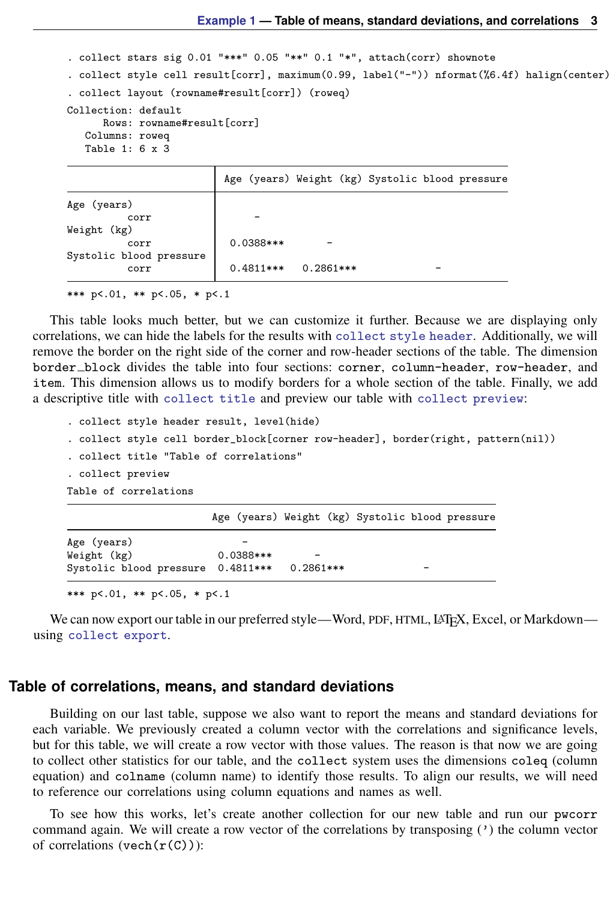```
. collect stars sig 0.01 "***" 0.05 "**" 0.1 "*", attach(corr) shownote
. collect style cell result[corr], maximum(0.99, label("-")) nformat(%6.4f) halign(center)
. collect layout (rowname#result[corr]) (roweq)
Collection: default
      Rows: rowname#result[corr]
   Columns: roweq
   Table 1: 6 x 3
```

| | Age (years) | Weight (kg) | Systolic blood pressure |
|---|---|---|---|
| Age (years) | | | |
| corr | - | | |
| Weight (kg) | | | |
| corr | 0.0388*** | - | |
| Systolic blood pressure | | | |
| corr | 0.4811*** | 0.2861*** | - |

```
*** p<.01, ** p<.05, * p<.1
```

This table looks much better, but we can customize it further. Because we are displaying only correlations, we can hide the labels for the results with `collect style header`. Additionally, we will remove the border on the right side of the corner and row-header sections of the table. The dimension `border_block` divides the table into four sections: `corner`, `column-header`, `row-header`, and `item`. This dimension allows us to modify borders for a whole section of the table. Finally, we add a descriptive title with `collect title` and preview our table with `collect preview`:

```
. collect style header result, level(hide)
. collect style cell border_block[corner row-header], border(right, pattern(nil))
. collect title "Table of correlations"
. collect preview
Table of correlations
```

| | Age (years) | Weight (kg) | Systolic blood pressure |
|---|---|---|---|
| Age (years) | - | | |
| Weight (kg) | 0.0388*** | - | |
| Systolic blood pressure | 0.4811*** | 0.2861*** | - |

```
*** p<.01, ** p<.05, * p<.1
```

We can now export our table in our preferred style—Word, PDF, HTML, LaTeX, Excel, or Markdown—using `collect export`.

## Table of correlations, means, and standard deviations

Building on our last table, suppose we also want to report the means and standard deviations for each variable. We previously created a column vector with the correlations and significance levels, but for this table, we will create a row vector with those values. The reason is that now we are going to collect other statistics for our table, and the `collect` system uses the dimensions `coleq` (column equation) and `colname` (column name) to identify those results. To align our results, we will need to reference our correlations using column equations and names as well.

To see how this works, let's create another collection for our new table and run our `pwcorr` command again. We will create a row vector of the correlations by transposing (') the column vector of correlations (`vech(r(C))`):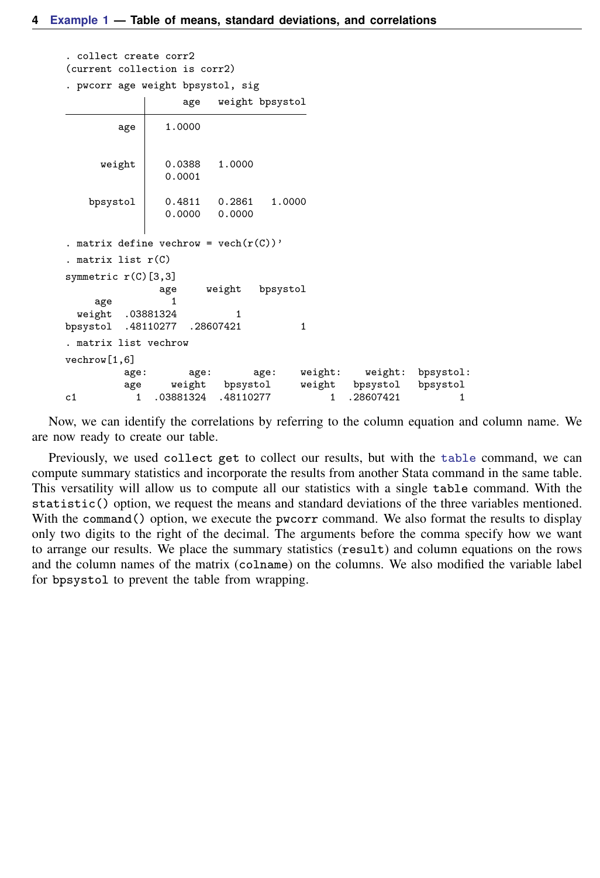```
. collect create corr2
(current collection is corr2)
. pwcorr age weight bpsystol, sig

             |      age   weight bpsystol
-------------+---------------------------
         age |   1.0000 
             |
             |
      weight |   0.0388   1.0000 
             |   0.0001
             |
    bpsystol |   0.4811   0.2861   1.0000 
             |   0.0000   0.0000
             |

. matrix define vechrow = vech(r(C))'
. matrix list r(C)
symmetric r(C)[3,3]
                age     weight   bpsystol
     age          1
  weight  .03881324          1
bpsystol  .48110277  .28607421          1
. matrix list vechrow
vechrow[1,6]
          age:       age:       age:    weight:    weight:  bpsystol:
          age     weight   bpsystol     weight   bpsystol   bpsystol
c1          1  .03881324  .48110277          1  .28607421          1
```

Now, we can identify the correlations by referring to the column equation and column name. We are now ready to create our table.

Previously, we used `collect get` to collect our results, but with the `table` command, we can compute summary statistics and incorporate the results from another Stata command in the same table. This versatility will allow us to compute all our statistics with a single `table` command. With the `statistic()` option, we request the means and standard deviations of the three variables mentioned. With the `command()` option, we execute the `pwcorr` command. We also format the results to display only two digits to the right of the decimal. The arguments before the comma specify how we want to arrange our results. We place the summary statistics (`result`) and column equations on the rows and the column names of the matrix (`colname`) on the columns. We also modified the variable label for `bpsystol` to prevent the table from wrapping.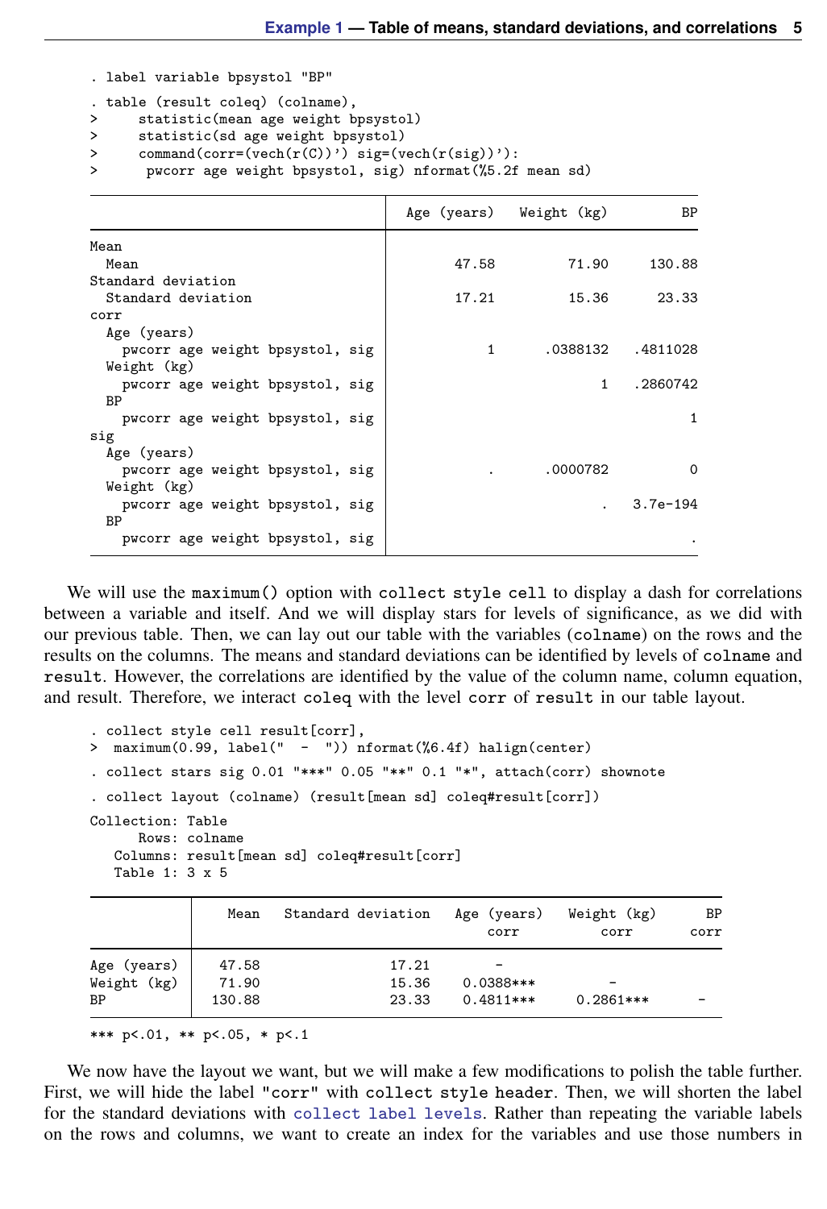```
. label variable bpsystol "BP"

. table (result coleq) (colname),
>     statistic(mean age weight bpsystol)
>     statistic(sd age weight bpsystol)
>     command(corr=(vech(r(C))') sig=(vech(r(sig))'):
>      pwcorr age weight bpsystol, sig) nformat(%5.2f mean sd)
```

```
-------------------------------------------------------------------------------
                                   |  Age (years)   Weight (kg)          BP
-----------------------------------+-------------------------------------------
Mean                               |
  Mean                             |        47.58         71.90      130.88
Standard deviation                 |
  Standard deviation               |        17.21         15.36       23.33
corr                               |
  Age (years)                      |
    pwcorr age weight bpsystol, sig|            1      .0388132    .4811028
  Weight (kg)                      |
    pwcorr age weight bpsystol, sig|                          1    .2860742
  BP                               |
    pwcorr age weight bpsystol, sig|                                      1
sig                                |
  Age (years)                      |
    pwcorr age weight bpsystol, sig|            .      .0000782           0
  Weight (kg)                      |
    pwcorr age weight bpsystol, sig|                          .   3.7e-194
  BP                               |
    pwcorr age weight bpsystol, sig|                                      .
-------------------------------------------------------------------------------
```

We will use the maximum() option with collect style cell to display a dash for correlations between a variable and itself. And we will display stars for levels of significance, as we did with our previous table. Then, we can lay out our table with the variables (colname) on the rows and the results on the columns. The means and standard deviations can be identified by levels of colname and result. However, the correlations are identified by the value of the column name, column equation, and result. Therefore, we interact coleq with the level corr of result in our table layout.

```
. collect style cell result[corr],
>   maximum(0.99, label("  -  ")) nformat(%6.4f) halign(center)

. collect stars sig 0.01 "***" 0.05 "**" 0.1 "*", attach(corr) shownote

. collect layout (colname) (result[mean sd] coleq#result[corr])

Collection: Table
      Rows: colname
   Columns: result[mean sd] coleq#result[corr]
   Table 1: 3 x 5
```

```
-------------------------------------------------------------------------------
            |    Mean   Standard deviation   Age (years)   Weight (kg)      BP
            |                                    corr          corr       corr
------------+------------------------------------------------------------------
Age (years) |   47.58                17.21         -
Weight (kg) |   71.90                15.36     0.0388***         -
BP          |  130.88                23.33     0.4811***     0.2861***      -
-------------------------------------------------------------------------------
*** p<.01, ** p<.05, * p<.1
```

We now have the layout we want, but we will make a few modifications to polish the table further. First, we will hide the label "corr" with collect style header. Then, we will shorten the label for the standard deviations with collect label levels. Rather than repeating the variable labels on the rows and columns, we want to create an index for the variables and use those numbers in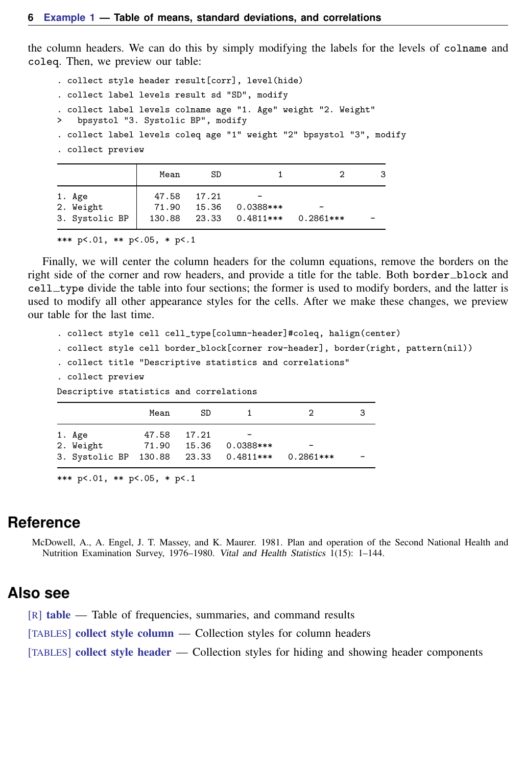the column headers. We can do this by simply modifying the labels for the levels of colname and coleq. Then, we preview our table:

```
. collect style header result[corr], level(hide)
. collect label levels result sd "SD", modify
. collect label levels colname age "1. Age" weight "2. Weight"
>    bpsystol "3. Systolic BP", modify
. collect label levels coleq age "1" weight "2" bpsystol "3", modify
. collect preview
```

| | Mean | SD | 1 | 2 | 3 |
|---|---|---|---|---|---|
| 1. Age | 47.58 | 17.21 | - | | |
| 2. Weight | 71.90 | 15.36 | 0.0388*** | - | |
| 3. Systolic BP | 130.88 | 23.33 | 0.4811*** | 0.2861*** | - |

*** p<.01, ** p<.05, * p<.1

Finally, we will center the column headers for the column equations, remove the borders on the right side of the corner and row headers, and provide a title for the table. Both border_block and cell_type divide the table into four sections; the former is used to modify borders, and the latter is used to modify all other appearance styles for the cells. After we make these changes, we preview our table for the last time.

```
. collect style cell cell_type[column-header]#coleq, halign(center)
. collect style cell border_block[corner row-header], border(right, pattern(nil))
. collect title "Descriptive statistics and correlations"
. collect preview
```

Descriptive statistics and correlations

| | Mean | SD | 1 | 2 | 3 |
|---|---|---|---|---|---|
| 1. Age | 47.58 | 17.21 | - | | |
| 2. Weight | 71.90 | 15.36 | 0.0388*** | - | |
| 3. Systolic BP | 130.88 | 23.33 | 0.4811*** | 0.2861*** | - |

*** p<.01, ** p<.05, * p<.1

## Reference

McDowell, A., A. Engel, J. T. Massey, and K. Maurer. 1981. Plan and operation of the Second National Health and Nutrition Examination Survey, 1976–1980. *Vital and Health Statistics* 1(15): 1–144.

## Also see

[R] **table** — Table of frequencies, summaries, and command results

[TABLES] **collect style column** — Collection styles for column headers

[TABLES] **collect style header** — Collection styles for hiding and showing header components